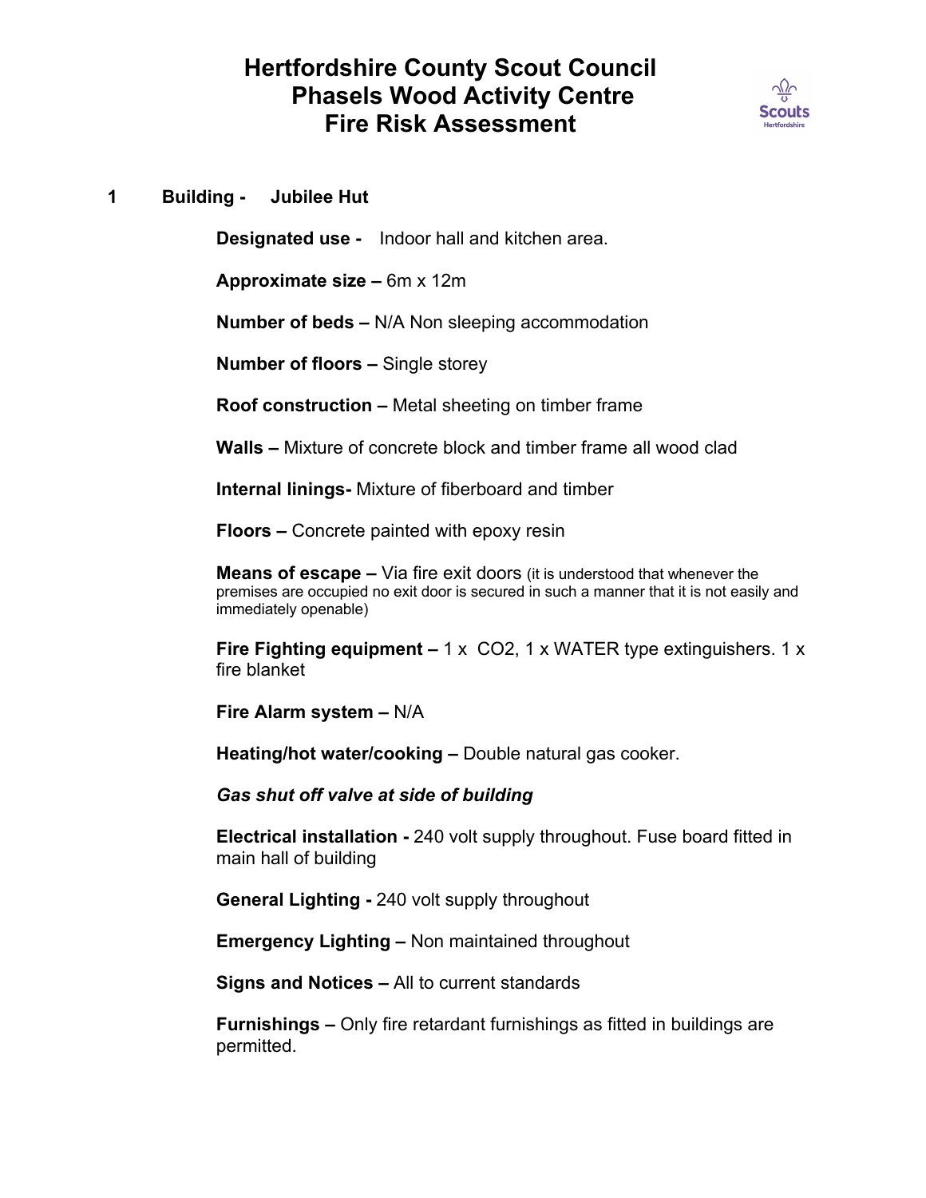# Hertfordshire County Scout Council
# Phasels Wood Activity Centre
# Fire Risk Assessment

## 1 Building - Jubilee Hut

**Designated use -** Indoor hall and kitchen area.

**Approximate size –** 6m x 12m

**Number of beds –** N/A Non sleeping accommodation

**Number of floors –** Single storey

**Roof construction –** Metal sheeting on timber frame

**Walls –** Mixture of concrete block and timber frame all wood clad

**Internal linings-** Mixture of fiberboard and timber

**Floors –** Concrete painted with epoxy resin

**Means of escape –** Via fire exit doors (it is understood that whenever the premises are occupied no exit door is secured in such a manner that it is not easily and immediately openable)

**Fire Fighting equipment –** 1 x CO2, 1 x WATER type extinguishers. 1 x fire blanket

**Fire Alarm system –** N/A

**Heating/hot water/cooking –** Double natural gas cooker.

***Gas shut off valve at side of building***

**Electrical installation -** 240 volt supply throughout. Fuse board fitted in main hall of building

**General Lighting -** 240 volt supply throughout

**Emergency Lighting –** Non maintained throughout

**Signs and Notices –** All to current standards

**Furnishings –** Only fire retardant furnishings as fitted in buildings are permitted.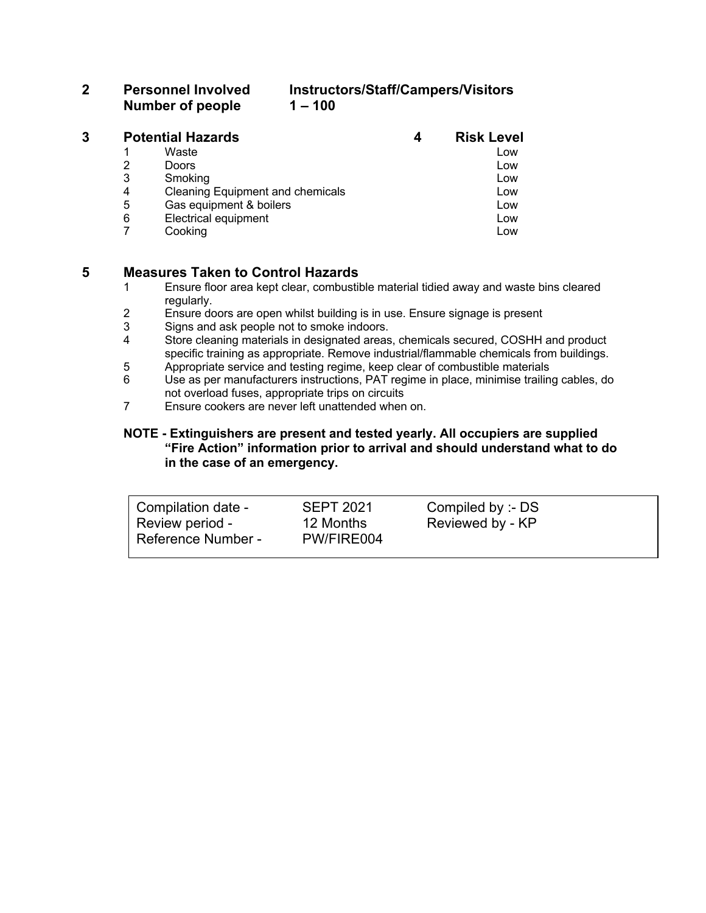## 2 Personnel Involved — Instructors/Staff/Campers/Visitors

**Number of people** — **1 – 100**

## 3 Potential Hazards / 4 Risk Level

| | 3 Potential Hazards | 4 Risk Level |
|---|---|---|
| 1 | Waste | Low |
| 2 | Doors | Low |
| 3 | Smoking | Low |
| 4 | Cleaning Equipment and chemicals | Low |
| 5 | Gas equipment & boilers | Low |
| 6 | Electrical equipment | Low |
| 7 | Cooking | Low |

## 5 Measures Taken to Control Hazards

1. Ensure floor area kept clear, combustible material tidied away and waste bins cleared regularly.
2. Ensure doors are open whilst building is in use. Ensure signage is present
3. Signs and ask people not to smoke indoors.
4. Store cleaning materials in designated areas, chemicals secured, COSHH and product specific training as appropriate. Remove industrial/flammable chemicals from buildings.
5. Appropriate service and testing regime, keep clear of combustible materials
6. Use as per manufacturers instructions, PAT regime in place, minimise trailing cables, do not overload fuses, appropriate trips on circuits
7. Ensure cookers are never left unattended when on.

**NOTE - Extinguishers are present and tested yearly. All occupiers are supplied "Fire Action" information prior to arrival and should understand what to do in the case of an emergency.**

| | | |
|---|---|---|
| Compilation date - | SEPT 2021 | Compiled by :- DS |
| Review period - | 12 Months | Reviewed by - KP |
| Reference Number - | PW/FIRE004 | |